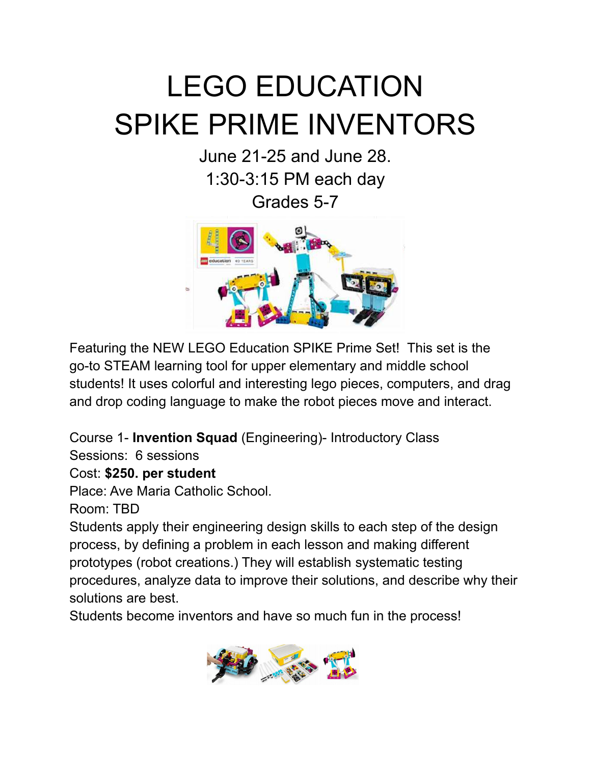# LEGO EDUCATION
# SPIKE PRIME INVENTORS

June 21-25 and June 28.
1:30-3:15 PM each day
Grades 5-7

Featuring the NEW LEGO Education SPIKE Prime Set! This set is the go-to STEAM learning tool for upper elementary and middle school students! It uses colorful and interesting lego pieces, computers, and drag and drop coding language to make the robot pieces move and interact.

Course 1- **Invention Squad** (Engineering)- Introductory Class
Sessions: 6 sessions
Cost: **$250. per student**
Place: Ave Maria Catholic School.
Room: TBD
Students apply their engineering design skills to each step of the design process, by defining a problem in each lesson and making different prototypes (robot creations.) They will establish systematic testing procedures, analyze data to improve their solutions, and describe why their solutions are best.
Students become inventors and have so much fun in the process!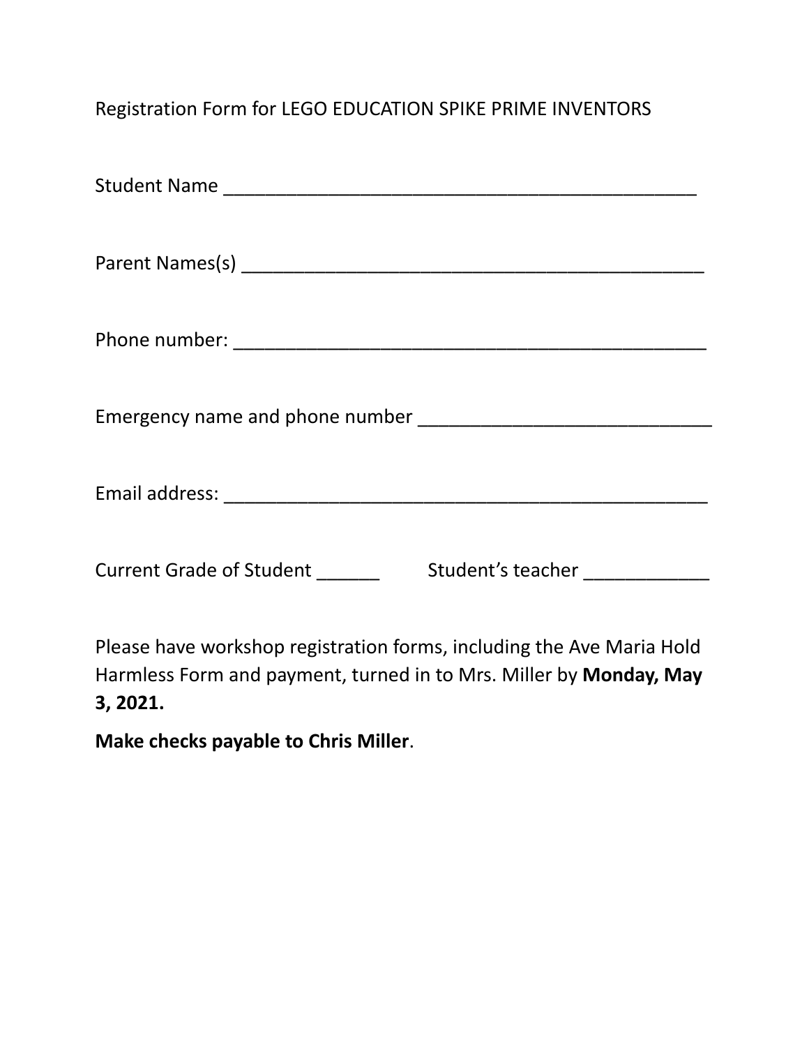Registration Form for LEGO EDUCATION SPIKE PRIME INVENTORS

Student Name ______________________________________________

Parent Names(s) ____________________________________________

Phone number: ______________________________________________

Emergency name and phone number ____________________________

Email address: ______________________________________________

Current Grade of Student ______ Student's teacher ____________

Please have workshop registration forms, including the Ave Maria Hold Harmless Form and payment, turned in to Mrs. Miller by **Monday, May 3, 2021.**

**Make checks payable to Chris Miller**.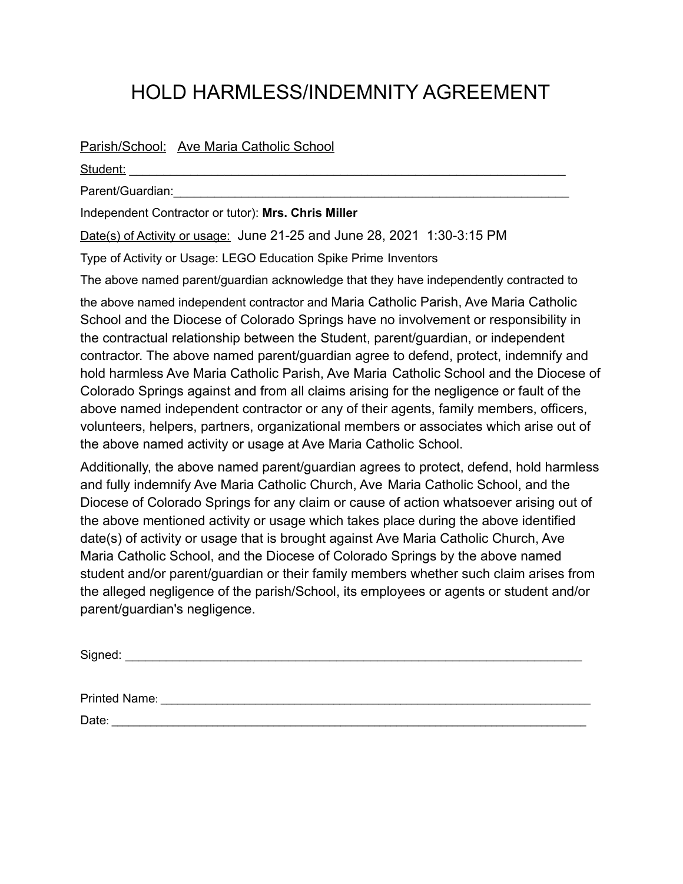# HOLD HARMLESS/INDEMNITY AGREEMENT

Parish/School: Ave Maria Catholic School

Student: ___________________________________________________________________

Parent/Guardian:____________________________________________________________

Independent Contractor or tutor): **Mrs. Chris Miller**

Date(s) of Activity or usage: June 21-25 and June 28, 2021 1:30-3:15 PM

Type of Activity or Usage: LEGO Education Spike Prime Inventors

The above named parent/guardian acknowledge that they have independently contracted to the above named independent contractor and Maria Catholic Parish, Ave Maria Catholic School and the Diocese of Colorado Springs have no involvement or responsibility in the contractual relationship between the Student, parent/guardian, or independent contractor. The above named parent/guardian agree to defend, protect, indemnify and hold harmless Ave Maria Catholic Parish, Ave Maria Catholic School and the Diocese of Colorado Springs against and from all claims arising for the negligence or fault of the above named independent contractor or any of their agents, family members, officers, volunteers, helpers, partners, organizational members or associates which arise out of the above named activity or usage at Ave Maria Catholic School.

Additionally, the above named parent/guardian agrees to protect, defend, hold harmless and fully indemnify Ave Maria Catholic Church, Ave Maria Catholic School, and the Diocese of Colorado Springs for any claim or cause of action whatsoever arising out of the above mentioned activity or usage which takes place during the above identified date(s) of activity or usage that is brought against Ave Maria Catholic Church, Ave Maria Catholic School, and the Diocese of Colorado Springs by the above named student and/or parent/guardian or their family members whether such claim arises from the alleged negligence of the parish/School, its employees or agents or student and/or parent/guardian's negligence.

Signed: ____________________________________________________________________

Printed Name: ______________________________________________________________

Date: ______________________________________________________________________